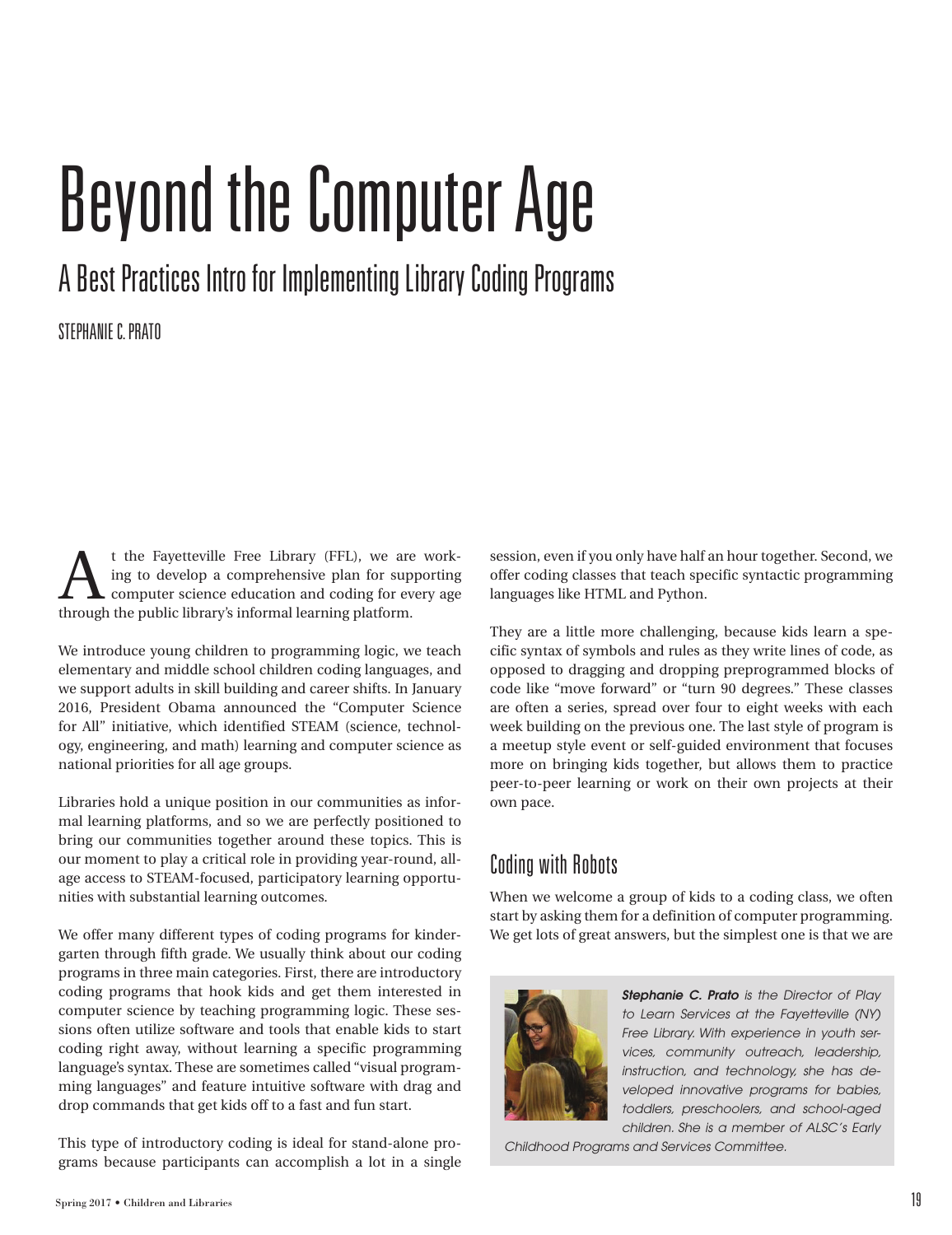# Beyond the Computer Age

## A Best Practices Intro for Implementing Library Coding Programs

STEPHANIE C. PRATO

At the Fayetteville Free Library (FFL), we are working to develop a comprehensive plan for supporting computer science education and coding for every age through the public library's informal learning platform.

We introduce young children to programming logic, we teach elementary and middle school children coding languages, and we support adults in skill building and career shifts. In January 2016, President Obama announced the "Computer Science for All" initiative, which identified STEAM (science, technology, engineering, and math) learning and computer science as national priorities for all age groups.

Libraries hold a unique position in our communities as informal learning platforms, and so we are perfectly positioned to bring our communities together around these topics. This is our moment to play a critical role in providing year-round, all-age access to STEAM-focused, participatory learning opportunities with substantial learning outcomes.

We offer many different types of coding programs for kindergarten through fifth grade. We usually think about our coding programs in three main categories. First, there are introductory coding programs that hook kids and get them interested in computer science by teaching programming logic. These sessions often utilize software and tools that enable kids to start coding right away, without learning a specific programming language's syntax. These are sometimes called "visual programming languages" and feature intuitive software with drag and drop commands that get kids off to a fast and fun start.

This type of introductory coding is ideal for stand-alone programs because participants can accomplish a lot in a single session, even if you only have half an hour together. Second, we offer coding classes that teach specific syntactic programming languages like HTML and Python.

They are a little more challenging, because kids learn a specific syntax of symbols and rules as they write lines of code, as opposed to dragging and dropping preprogrammed blocks of code like "move forward" or "turn 90 degrees." These classes are often a series, spread over four to eight weeks with each week building on the previous one. The last style of program is a meetup style event or self-guided environment that focuses more on bringing kids together, but allows them to practice peer-to-peer learning or work on their own projects at their own pace.

### Coding with Robots

When we welcome a group of kids to a coding class, we often start by asking them for a definition of computer programming. We get lots of great answers, but the simplest one is that we are

***Stephanie C. Prato*** *is the Director of Play to Learn Services at the Fayetteville (NY) Free Library. With experience in youth services, community outreach, leadership, instruction, and technology, she has developed innovative programs for babies, toddlers, preschoolers, and school-aged children. She is a member of ALSC's Early Childhood Programs and Services Committee.*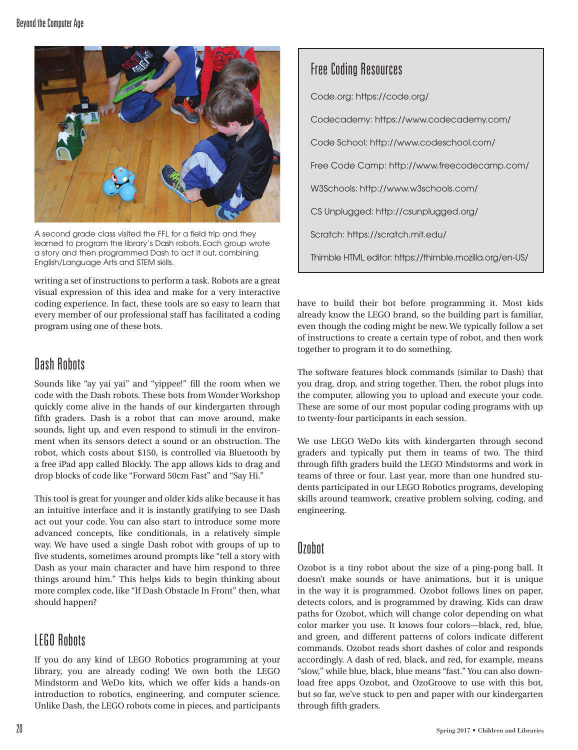A second grade class visited the FFL for a field trip and they learned to program the library's Dash robots. Each group wrote a story and then programmed Dash to act it out, combining English/Language Arts and STEM skills.

writing a set of instructions to perform a task. Robots are a great visual expression of this idea and make for a very interactive coding experience. In fact, these tools are so easy to learn that every member of our professional staff has facilitated a coding program using one of these bots.

## Dash Robots

Sounds like "ay yai yai" and "yippee!" fill the room when we code with the Dash robots. These bots from Wonder Workshop quickly come alive in the hands of our kindergarten through fifth graders. Dash is a robot that can move around, make sounds, light up, and even respond to stimuli in the environment when its sensors detect a sound or an obstruction. The robot, which costs about $150, is controlled via Bluetooth by a free iPad app called Blockly. The app allows kids to drag and drop blocks of code like "Forward 50cm Fast" and "Say Hi."

This tool is great for younger and older kids alike because it has an intuitive interface and it is instantly gratifying to see Dash act out your code. You can also start to introduce some more advanced concepts, like conditionals, in a relatively simple way. We have used a single Dash robot with groups of up to five students, sometimes around prompts like "tell a story with Dash as your main character and have him respond to three things around him." This helps kids to begin thinking about more complex code, like "If Dash Obstacle In Front" then, what should happen?

## LEGO Robots

If you do any kind of LEGO Robotics programming at your library, you are already coding! We own both the LEGO Mindstorm and WeDo kits, which we offer kids a hands-on introduction to robotics, engineering, and computer science. Unlike Dash, the LEGO robots come in pieces, and participants have to build their bot before programming it. Most kids already know the LEGO brand, so the building part is familiar, even though the coding might be new. We typically follow a set of instructions to create a certain type of robot, and then work together to program it to do something.

The software features block commands (similar to Dash) that you drag, drop, and string together. Then, the robot plugs into the computer, allowing you to upload and execute your code. These are some of our most popular coding programs with up to twenty-four participants in each session.

We use LEGO WeDo kits with kindergarten through second graders and typically put them in teams of two. The third through fifth graders build the LEGO Mindstorms and work in teams of three or four. Last year, more than one hundred students participated in our LEGO Robotics programs, developing skills around teamwork, creative problem solving, coding, and engineering.

## Ozobot

Ozobot is a tiny robot about the size of a ping-pong ball. It doesn't make sounds or have animations, but it is unique in the way it is programmed. Ozobot follows lines on paper, detects colors, and is programmed by drawing. Kids can draw paths for Ozobot, which will change color depending on what color marker you use. It knows four colors—black, red, blue, and green, and different patterns of colors indicate different commands. Ozobot reads short dashes of color and responds accordingly. A dash of red, black, and red, for example, means "slow," while blue, black, blue means "fast." You can also download free apps Ozobot, and OzoGroove to use with this bot, but so far, we've stuck to pen and paper with our kindergarten through fifth graders.

### Free Coding Resources

Code.org: https://code.org/

Codecademy: https://www.codecademy.com/

Code School: http://www.codeschool.com/

Free Code Camp: http://www.freecodecamp.com/

W3Schools: http://www.w3schools.com/

CS Unplugged: http://csunplugged.org/

Scratch: https://scratch.mit.edu/

Thimble HTML editor: https://thimble.mozilla.org/en-US/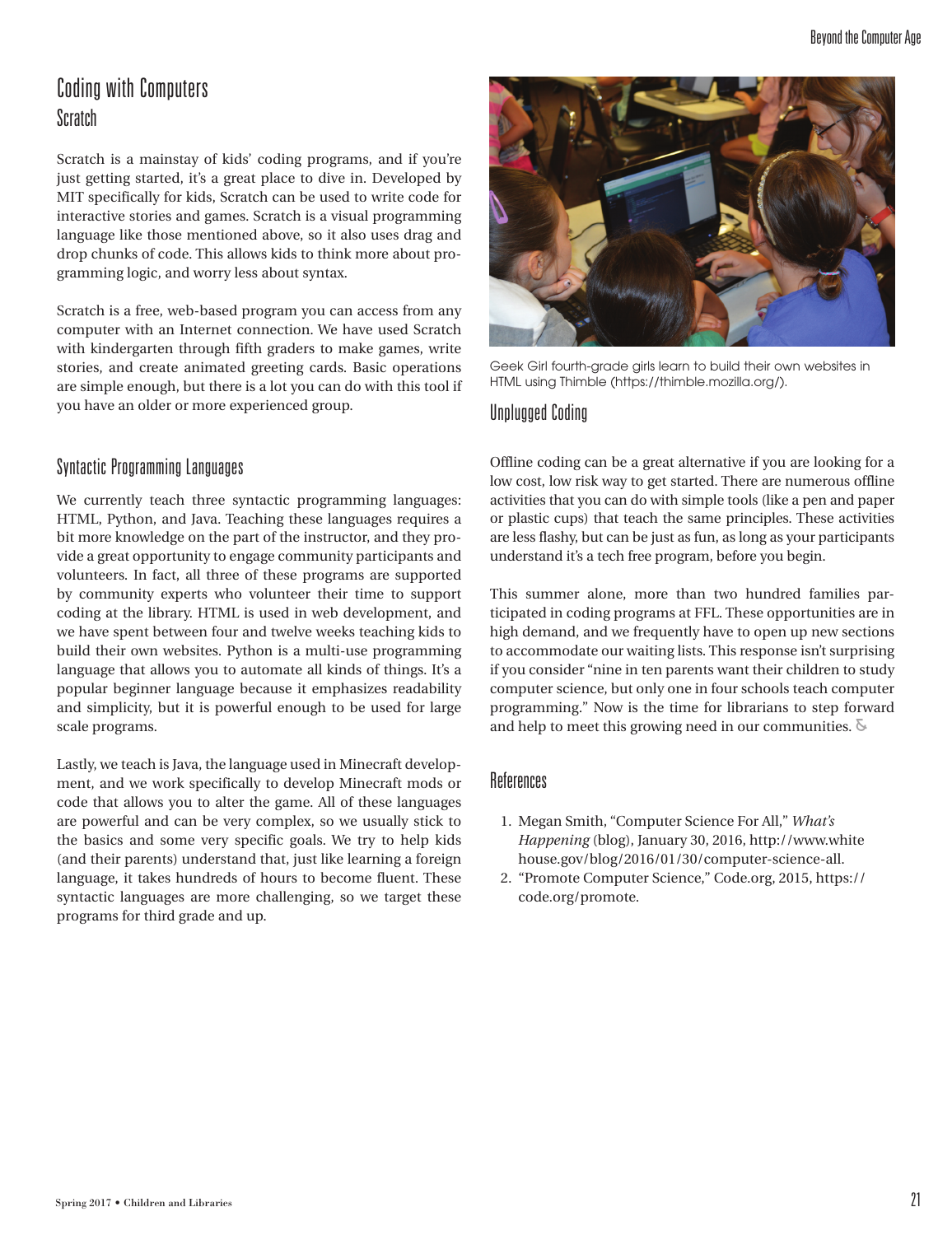## Coding with Computers

### Scratch

Scratch is a mainstay of kids' coding programs, and if you're just getting started, it's a great place to dive in. Developed by MIT specifically for kids, Scratch can be used to write code for interactive stories and games. Scratch is a visual programming language like those mentioned above, so it also uses drag and drop chunks of code. This allows kids to think more about programming logic, and worry less about syntax.

Scratch is a free, web-based program you can access from any computer with an Internet connection. We have used Scratch with kindergarten through fifth graders to make games, write stories, and create animated greeting cards. Basic operations are simple enough, but there is a lot you can do with this tool if you have an older or more experienced group.

### Syntactic Programming Languages

We currently teach three syntactic programming languages: HTML, Python, and Java. Teaching these languages requires a bit more knowledge on the part of the instructor, and they provide a great opportunity to engage community participants and volunteers. In fact, all three of these programs are supported by community experts who volunteer their time to support coding at the library. HTML is used in web development, and we have spent between four and twelve weeks teaching kids to build their own websites. Python is a multi-use programming language that allows you to automate all kinds of things. It's a popular beginner language because it emphasizes readability and simplicity, but it is powerful enough to be used for large scale programs.

Lastly, we teach is Java, the language used in Minecraft development, and we work specifically to develop Minecraft mods or code that allows you to alter the game. All of these languages are powerful and can be very complex, so we usually stick to the basics and some very specific goals. We try to help kids (and their parents) understand that, just like learning a foreign language, it takes hundreds of hours to become fluent. These syntactic languages are more challenging, so we target these programs for third grade and up.

Geek Girl fourth-grade girls learn to build their own websites in HTML using Thimble (https://thimble.mozilla.org/).

### Unplugged Coding

Offline coding can be a great alternative if you are looking for a low cost, low risk way to get started. There are numerous offline activities that you can do with simple tools (like a pen and paper or plastic cups) that teach the same principles. These activities are less flashy, but can be just as fun, as long as your participants understand it's a tech free program, before you begin.

This summer alone, more than two hundred families participated in coding programs at FFL. These opportunities are in high demand, and we frequently have to open up new sections to accommodate our waiting lists. This response isn't surprising if you consider "nine in ten parents want their children to study computer science, but only one in four schools teach computer programming." Now is the time for librarians to step forward and help to meet this growing need in our communities.

## References

1. Megan Smith, "Computer Science For All," *What's Happening* (blog), January 30, 2016, http://www.whitehouse.gov/blog/2016/01/30/computer-science-all.
2. "Promote Computer Science," Code.org, 2015, https://code.org/promote.